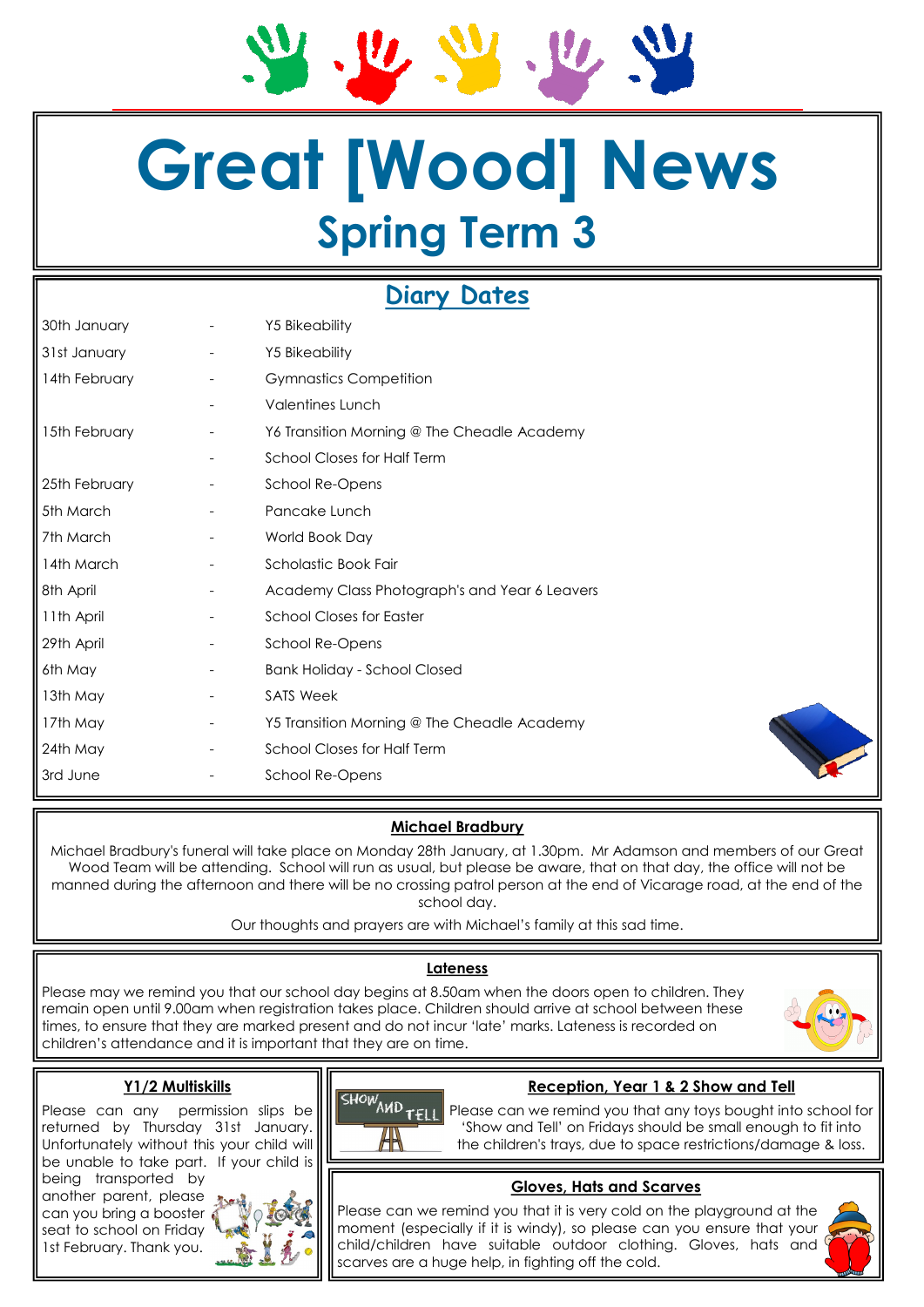# Great [Wood] News

## Spring Term 3

## Diary Dates

| | | |
|---|---|---|
| 30th January | - | Y5 Bikeability |
| 31st January | - | Y5 Bikeability |
| 14th February | - | Gymnastics Competition |
| | - | Valentines Lunch |
| 15th February | - | Y6 Transition Morning @ The Cheadle Academy |
| | - | School Closes for Half Term |
| 25th February | - | School Re-Opens |
| 5th March | - | Pancake Lunch |
| 7th March | - | World Book Day |
| 14th March | - | Scholastic Book Fair |
| 8th April | - | Academy Class Photograph's and Year 6 Leavers |
| 11th April | - | School Closes for Easter |
| 29th April | - | School Re-Opens |
| 6th May | - | Bank Holiday - School Closed |
| 13th May | - | SATS Week |
| 17th May | - | Y5 Transition Morning @ The Cheadle Academy |
| 24th May | - | School Closes for Half Term |
| 3rd June | - | School Re-Opens |

### Michael Bradbury

Michael Bradbury's funeral will take place on Monday 28th January, at 1.30pm. Mr Adamson and members of our Great Wood Team will be attending. School will run as usual, but please be aware, that on that day, the office will not be manned during the afternoon and there will be no crossing patrol person at the end of Vicarage road, at the end of the school day.

Our thoughts and prayers are with Michael's family at this sad time.

### Lateness

Please may we remind you that our school day begins at 8.50am when the doors open to children. They remain open until 9.00am when registration takes place. Children should arrive at school between these times, to ensure that they are marked present and do not incur 'late' marks. Lateness is recorded on children's attendance and it is important that they are on time.

### Y1/2 Multiskills

Please can any permission slips be returned by Thursday 31st January. Unfortunately without this your child will be unable to take part. If your child is being transported by another parent, please can you bring a booster seat to school on Friday 1st February. Thank you.

### Reception, Year 1 & 2 Show and Tell

Please can we remind you that any toys bought into school for 'Show and Tell' on Fridays should be small enough to fit into the children's trays, due to space restrictions/damage & loss.

### Gloves, Hats and Scarves

Please can we remind you that it is very cold on the playground at the moment (especially if it is windy), so please can you ensure that your child/children have suitable outdoor clothing. Gloves, hats and scarves are a huge help, in fighting off the cold.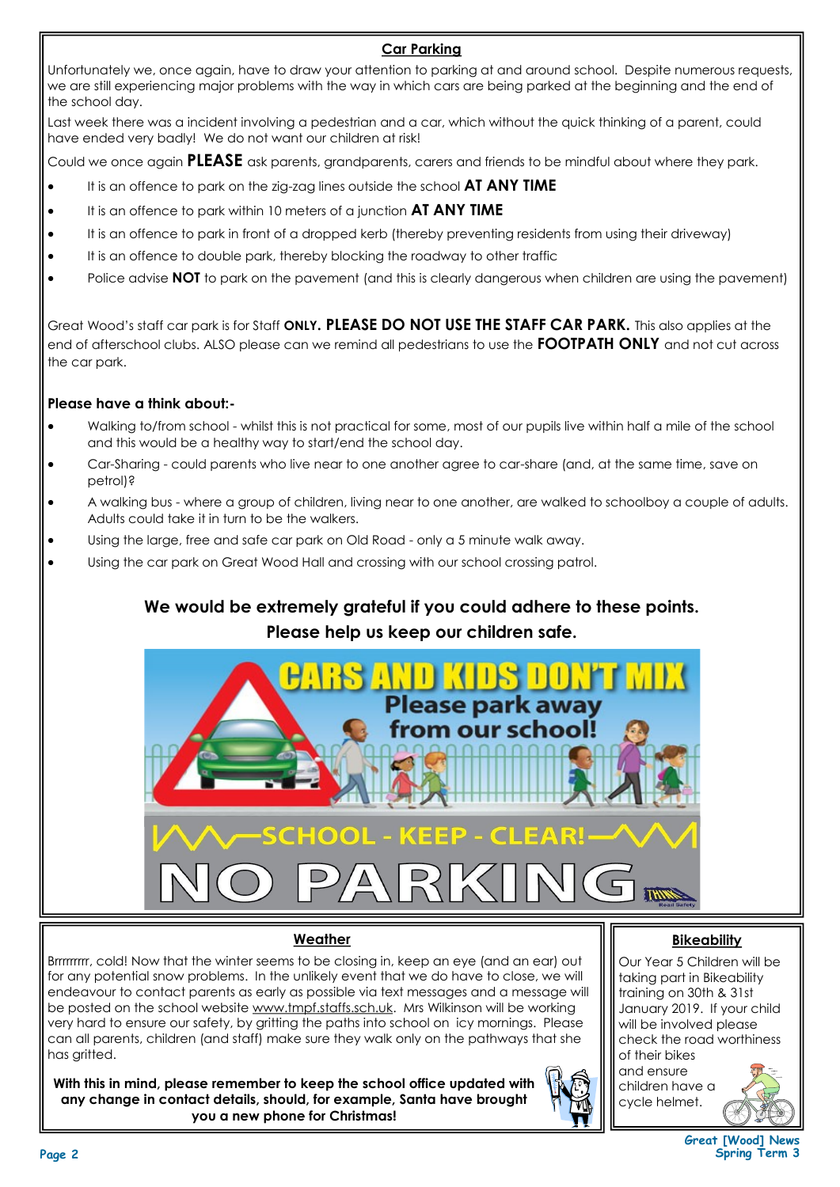## Car Parking

Unfortunately we, once again, have to draw your attention to parking at and around school. Despite numerous requests, we are still experiencing major problems with the way in which cars are being parked at the beginning and the end of the school day.

Last week there was a incident involving a pedestrian and a car, which without the quick thinking of a parent, could have ended very badly! We do not want our children at risk!

Could we once again **PLEASE** ask parents, grandparents, carers and friends to be mindful about where they park.

- It is an offence to park on the zig-zag lines outside the school **AT ANY TIME**
- It is an offence to park within 10 meters of a junction **AT ANY TIME**
- It is an offence to park in front of a dropped kerb (thereby preventing residents from using their driveway)
- It is an offence to double park, thereby blocking the roadway to other traffic
- Police advise **NOT** to park on the pavement (and this is clearly dangerous when children are using the pavement)

Great Wood's staff car park is for Staff **ONLY. PLEASE DO NOT USE THE STAFF CAR PARK.** This also applies at the end of afterschool clubs. ALSO please can we remind all pedestrians to use the **FOOTPATH ONLY** and not cut across the car park.

**Please have a think about:-**

- Walking to/from school - whilst this is not practical for some, most of our pupils live within half a mile of the school and this would be a healthy way to start/end the school day.
- Car-Sharing - could parents who live near to one another agree to car-share (and, at the same time, save on petrol)?
- A walking bus - where a group of children, living near to one another, are walked to schoolboy a couple of adults. Adults could take it in turn to be the walkers.
- Using the large, free and safe car park on Old Road - only a 5 minute walk away.
- Using the car park on Great Wood Hall and crossing with our school crossing patrol.

**We would be extremely grateful if you could adhere to these points.**

**Please help us keep our children safe.**

CARS AND KIDS DON'T MIX

Please park away from our school!

SCHOOL - KEEP - CLEAR!

NO PARKING

## Weather

Brrrrrrrrr, cold! Now that the winter seems to be closing in, keep an eye (and an ear) out for any potential snow problems. In the unlikely event that we do have to close, we will endeavour to contact parents as early as possible via text messages and a message will be posted on the school website www.tmpf.staffs.sch.uk. Mrs Wilkinson will be working very hard to ensure our safety, by gritting the paths into school on icy mornings. Please can all parents, children (and staff) make sure they walk only on the pathways that she has gritted.

**With this in mind, please remember to keep the school office updated with any change in contact details, should, for example, Santa have brought you a new phone for Christmas!**

## Bikeability

Our Year 5 Children will be taking part in Bikeability training on 30th & 31st January 2019. If your child will be involved please check the road worthiness of their bikes and ensure children have a cycle helmet.